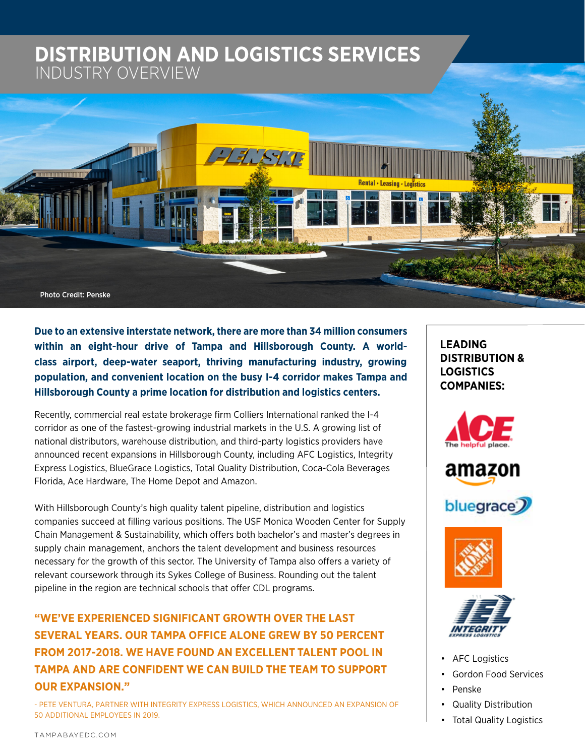# DISTRIBUTION AND LOGISTICS SERVICES
## INDUSTRY OVERVIEW

Photo Credit: Penske

**Due to an extensive interstate network, there are more than 34 million consumers within an eight-hour drive of Tampa and Hillsborough County. A world-class airport, deep-water seaport, thriving manufacturing industry, growing population, and convenient location on the busy I-4 corridor makes Tampa and Hillsborough County a prime location for distribution and logistics centers.**

Recently, commercial real estate brokerage firm Colliers International ranked the I-4 corridor as one of the fastest-growing industrial markets in the U.S. A growing list of national distributors, warehouse distribution, and third-party logistics providers have announced recent expansions in Hillsborough County, including AFC Logistics, Integrity Express Logistics, BlueGrace Logistics, Total Quality Distribution, Coca-Cola Beverages Florida, Ace Hardware, The Home Depot and Amazon.

With Hillsborough County's high quality talent pipeline, distribution and logistics companies succeed at filling various positions. The USF Monica Wooden Center for Supply Chain Management & Sustainability, which offers both bachelor's and master's degrees in supply chain management, anchors the talent development and business resources necessary for the growth of this sector. The University of Tampa also offers a variety of relevant coursework through its Sykes College of Business. Rounding out the talent pipeline in the region are technical schools that offer CDL programs.

**"WE'VE EXPERIENCED SIGNIFICANT GROWTH OVER THE LAST SEVERAL YEARS. OUR TAMPA OFFICE ALONE GREW BY 50 PERCENT FROM 2017-2018. WE HAVE FOUND AN EXCELLENT TALENT POOL IN TAMPA AND ARE CONFIDENT WE CAN BUILD THE TEAM TO SUPPORT OUR EXPANSION."**

- PETE VENTURA, PARTNER WITH INTEGRITY EXPRESS LOGISTICS, WHICH ANNOUNCED AN EXPANSION OF 50 ADDITIONAL EMPLOYEES IN 2019.

### LEADING DISTRIBUTION & LOGISTICS COMPANIES:

- Ace Hardware
- Amazon
- BlueGrace
- The Home Depot
- Integrity Express Logistics
- AFC Logistics
- Gordon Food Services
- Penske
- Quality Distribution
- Total Quality Logistics

TAMPABAYEDC.COM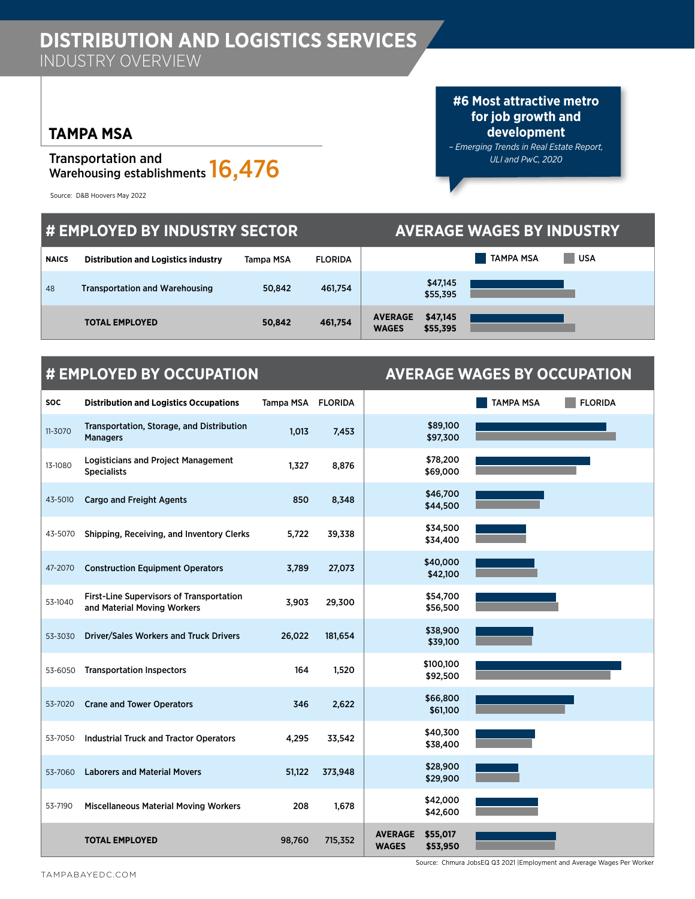# DISTRIBUTION AND LOGISTICS SERVICES
## INDUSTRY OVERVIEW

### TAMPA MSA

Transportation and Warehousing establishments **16,476**

Source: D&B Hoovers May 2022

**#6 Most attractive metro for job growth and development**

*– Emerging Trends in Real Estate Report, ULI and PwC, 2020*

## # EMPLOYED BY INDUSTRY SECTOR / AVERAGE WAGES BY INDUSTRY

| NAICS | Distribution and Logistics industry | Tampa MSA | FLORIDA | Average Wages: TAMPA MSA | Average Wages: USA |
|---|---|---|---|---|---|
| 48 | Transportation and Warehousing | 50,842 | 461,754 | $47,145 | $55,395 |
| | **TOTAL EMPLOYED** | **50,842** | **461,754** | **AVERAGE WAGES** $47,145 | $55,395 |

## # EMPLOYED BY OCCUPATION / AVERAGE WAGES BY OCCUPATION

| SOC | Distribution and Logistics Occupations | Tampa MSA | FLORIDA | Average Wages: TAMPA MSA | Average Wages: FLORIDA |
|---|---|---|---|---|---|
| 11-3070 | Transportation, Storage, and Distribution Managers | 1,013 | 7,453 | $89,100 | $97,300 |
| 13-1080 | Logisticians and Project Management Specialists | 1,327 | 8,876 | $78,200 | $69,000 |
| 43-5010 | Cargo and Freight Agents | 850 | 8,348 | $46,700 | $44,500 |
| 43-5070 | Shipping, Receiving, and Inventory Clerks | 5,722 | 39,338 | $34,500 | $34,400 |
| 47-2070 | Construction Equipment Operators | 3,789 | 27,073 | $40,000 | $42,100 |
| 53-1040 | First-Line Supervisors of Transportation and Material Moving Workers | 3,903 | 29,300 | $54,700 | $56,500 |
| 53-3030 | Driver/Sales Workers and Truck Drivers | 26,022 | 181,654 | $38,900 | $39,100 |
| 53-6050 | Transportation Inspectors | 164 | 1,520 | $100,100 | $92,500 |
| 53-7020 | Crane and Tower Operators | 346 | 2,622 | $66,800 | $61,100 |
| 53-7050 | Industrial Truck and Tractor Operators | 4,295 | 33,542 | $40,300 | $38,400 |
| 53-7060 | Laborers and Material Movers | 51,122 | 373,948 | $28,900 | $29,900 |
| 53-7190 | Miscellaneous Material Moving Workers | 208 | 1,678 | $42,000 | $42,600 |
| | **TOTAL EMPLOYED** | **98,760** | **715,352** | **AVERAGE WAGES** $55,017 | $53,950 |

Source: Chmura JobsEQ Q3 2021 |Employment and Average Wages Per Worker

TAMPABAYEDC.COM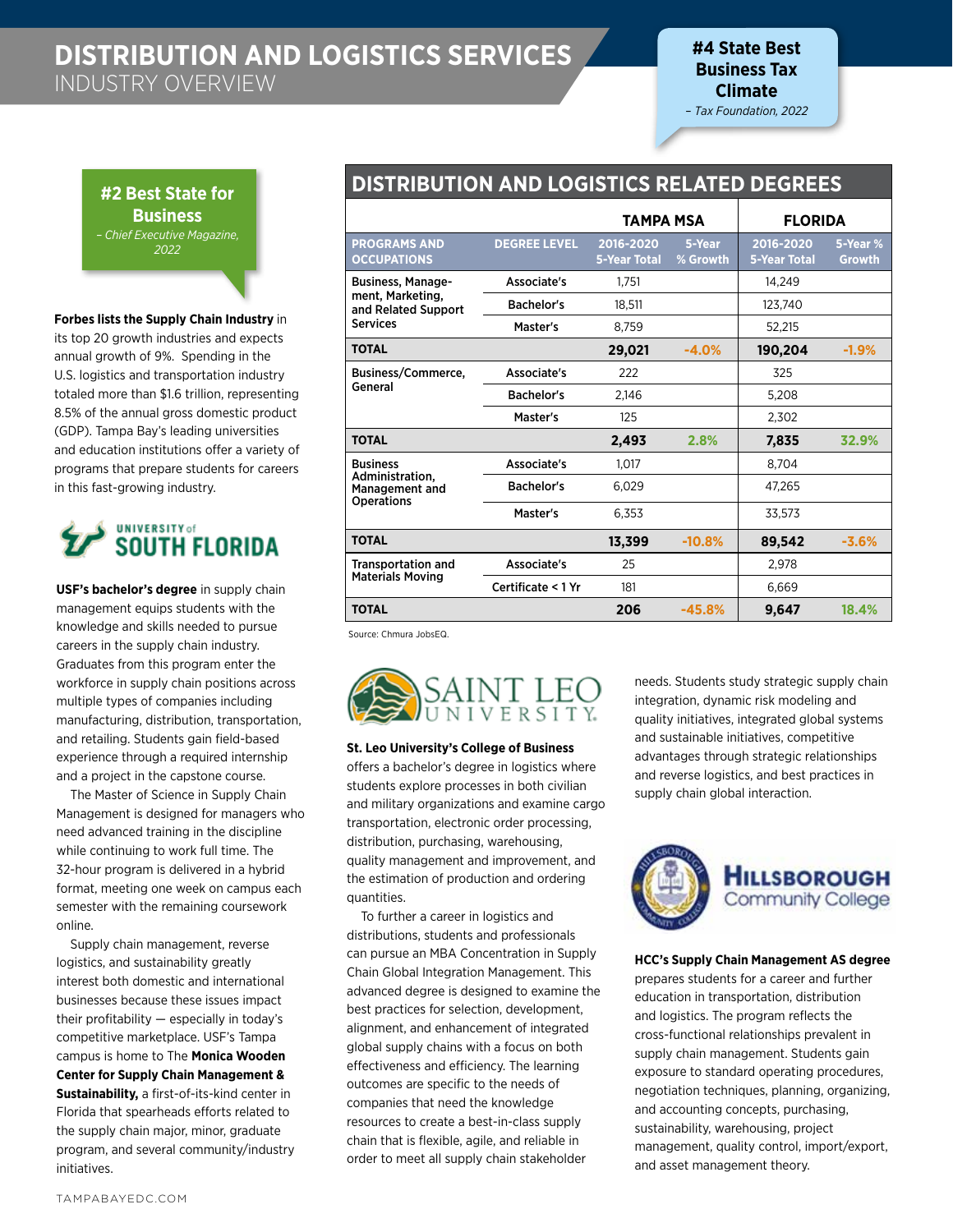# DISTRIBUTION AND LOGISTICS SERVICES

## INDUSTRY OVERVIEW

**#4 State Best Business Tax Climate**
*– Tax Foundation, 2022*

**#2 Best State for Business**
*– Chief Executive Magazine, 2022*

**Forbes lists the Supply Chain Industry** in its top 20 growth industries and expects annual growth of 9%. Spending in the U.S. logistics and transportation industry totaled more than $1.6 trillion, representing 8.5% of the annual gross domestic product (GDP). Tampa Bay's leading universities and education institutions offer a variety of programs that prepare students for careers in this fast-growing industry.

### UNIVERSITY of SOUTH FLORIDA

**USF's bachelor's degree** in supply chain management equips students with the knowledge and skills needed to pursue careers in the supply chain industry. Graduates from this program enter the workforce in supply chain positions across multiple types of companies including manufacturing, distribution, transportation, and retailing. Students gain field-based experience through a required internship and a project in the capstone course.

The Master of Science in Supply Chain Management is designed for managers who need advanced training in the discipline while continuing to work full time. The 32-hour program is delivered in a hybrid format, meeting one week on campus each semester with the remaining coursework online.

Supply chain management, reverse logistics, and sustainability greatly interest both domestic and international businesses because these issues impact their profitability — especially in today's competitive marketplace. USF's Tampa campus is home to The **Monica Wooden Center for Supply Chain Management & Sustainability,** a first-of-its-kind center in Florida that spearheads efforts related to the supply chain major, minor, graduate program, and several community/industry initiatives.

## DISTRIBUTION AND LOGISTICS RELATED DEGREES

| | | TAMPA MSA | | FLORIDA | |
|---|---|---|---|---|---|
| **PROGRAMS AND OCCUPATIONS** | **DEGREE LEVEL** | **2016-2020 5-Year Total** | **5-Year % Growth** | **2016-2020 5-Year Total** | **5-Year % Growth** |
| Business, Management, Marketing, and Related Support Services | Associate's | 1,751 | | 14,249 | |
| | Bachelor's | 18,511 | | 123,740 | |
| | Master's | 8,759 | | 52,215 | |
| **TOTAL** | | **29,021** | **-4.0%** | **190,204** | **-1.9%** |
| Business/Commerce, General | Associate's | 222 | | 325 | |
| | Bachelor's | 2,146 | | 5,208 | |
| | Master's | 125 | | 2,302 | |
| **TOTAL** | | **2,493** | **2.8%** | **7,835** | **32.9%** |
| Business Administration, Management and Operations | Associate's | 1,017 | | 8,704 | |
| | Bachelor's | 6,029 | | 47,265 | |
| | Master's | 6,353 | | 33,573 | |
| **TOTAL** | | **13,399** | **-10.8%** | **89,542** | **-3.6%** |
| Transportation and Materials Moving | Associate's | 25 | | 2,978 | |
| | Certificate < 1 Yr | 181 | | 6,669 | |
| **TOTAL** | | **206** | **-45.8%** | **9,647** | **18.4%** |

Source: Chmura JobsEQ.

### SAINT LEO UNIVERSITY

**St. Leo University's College of Business** offers a bachelor's degree in logistics where students explore processes in both civilian and military organizations and examine cargo transportation, electronic order processing, distribution, purchasing, warehousing, quality management and improvement, and the estimation of production and ordering quantities.

To further a career in logistics and distributions, students and professionals can pursue an MBA Concentration in Supply Chain Global Integration Management. This advanced degree is designed to examine the best practices for selection, development, alignment, and enhancement of integrated global supply chains with a focus on both effectiveness and efficiency. The learning outcomes are specific to the needs of companies that need the knowledge resources to create a best-in-class supply chain that is flexible, agile, and reliable in order to meet all supply chain stakeholder needs. Students study strategic supply chain integration, dynamic risk modeling and quality initiatives, integrated global systems and sustainable initiatives, competitive advantages through strategic relationships and reverse logistics, and best practices in supply chain global interaction.

### HILLSBOROUGH Community College

**HCC's Supply Chain Management AS degree** prepares students for a career and further education in transportation, distribution and logistics. The program reflects the cross-functional relationships prevalent in supply chain management. Students gain exposure to standard operating procedures, negotiation techniques, planning, organizing, and accounting concepts, purchasing, sustainability, warehousing, project management, quality control, import/export, and asset management theory.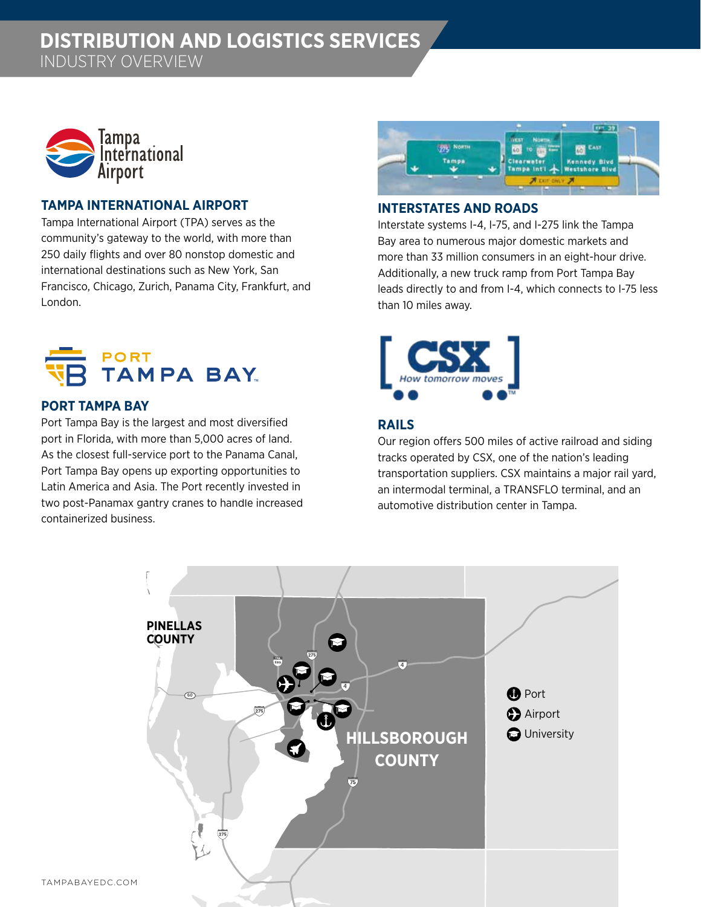# DISTRIBUTION AND LOGISTICS SERVICES
INDUSTRY OVERVIEW

Tampa International Airport

## TAMPA INTERNATIONAL AIRPORT

Tampa International Airport (TPA) serves as the community's gateway to the world, with more than 250 daily flights and over 80 nonstop domestic and international destinations such as New York, San Francisco, Chicago, Zurich, Panama City, Frankfurt, and London.

## INTERSTATES AND ROADS

Interstate systems I-4, I-75, and I-275 link the Tampa Bay area to numerous major domestic markets and more than 33 million consumers in an eight-hour drive. Additionally, a new truck ramp from Port Tampa Bay leads directly to and from I-4, which connects to I-75 less than 10 miles away.

PORT TAMPA BAY

## PORT TAMPA BAY

Port Tampa Bay is the largest and most diversified port in Florida, with more than 5,000 acres of land. As the closest full-service port to the Panama Canal, Port Tampa Bay opens up exporting opportunities to Latin America and Asia. The Port recently invested in two post-Panamax gantry cranes to handle increased containerized business.

CSX How tomorrow moves

## RAILS

Our region offers 500 miles of active railroad and siding tracks operated by CSX, one of the nation's leading transportation suppliers. CSX maintains a major rail yard, an intermodal terminal, a TRANSFLO terminal, and an automotive distribution center in Tampa.

PINELLAS COUNTY

HILLSBOROUGH COUNTY

Port
Airport
University